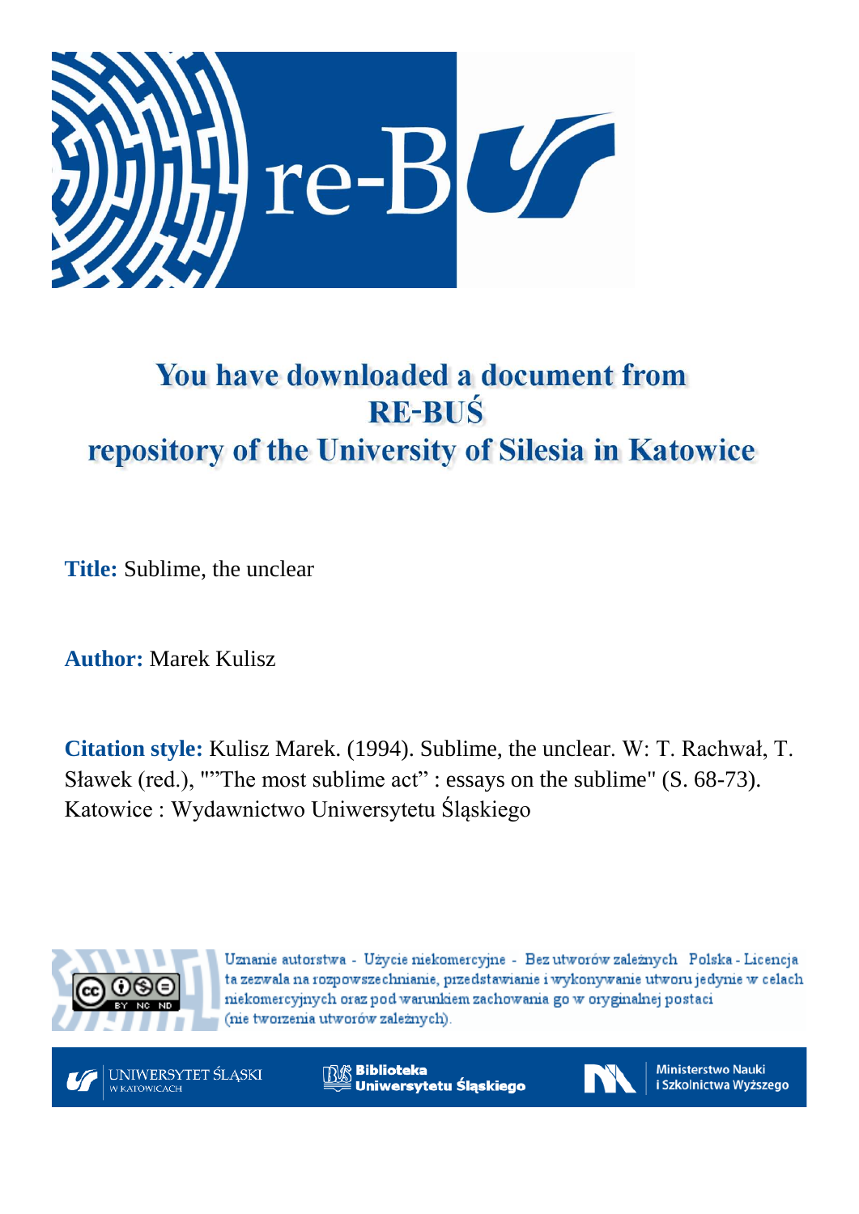# You have downloaded a document from RE-BUŚ repository of the University of Silesia in Katowice

**Title:** Sublime, the unclear

**Author:** Marek Kulisz

**Citation style:** Kulisz Marek. (1994). Sublime, the unclear. W: T. Rachwał, T. Sławek (red.), ""The most sublime act" : essays on the sublime" (S. 68-73). Katowice : Wydawnictwo Uniwersytetu Śląskiego

Uznanie autorstwa - Użycie niekomercyjne - Bez utworów zależnych Polska - Licencja ta zezwala na rozpowszechnianie, przedstawianie i wykonywanie utworu jedynie w celach niekomercyjnych oraz pod warunkiem zachowania go w oryginalnej postaci (nie tworzenia utworów zależnych).

UNIWERSYTET ŚLĄSKI W KATOWICACH

Biblioteka Uniwersytetu Śląskiego

Ministerstwo Nauki i Szkolnictwa Wyższego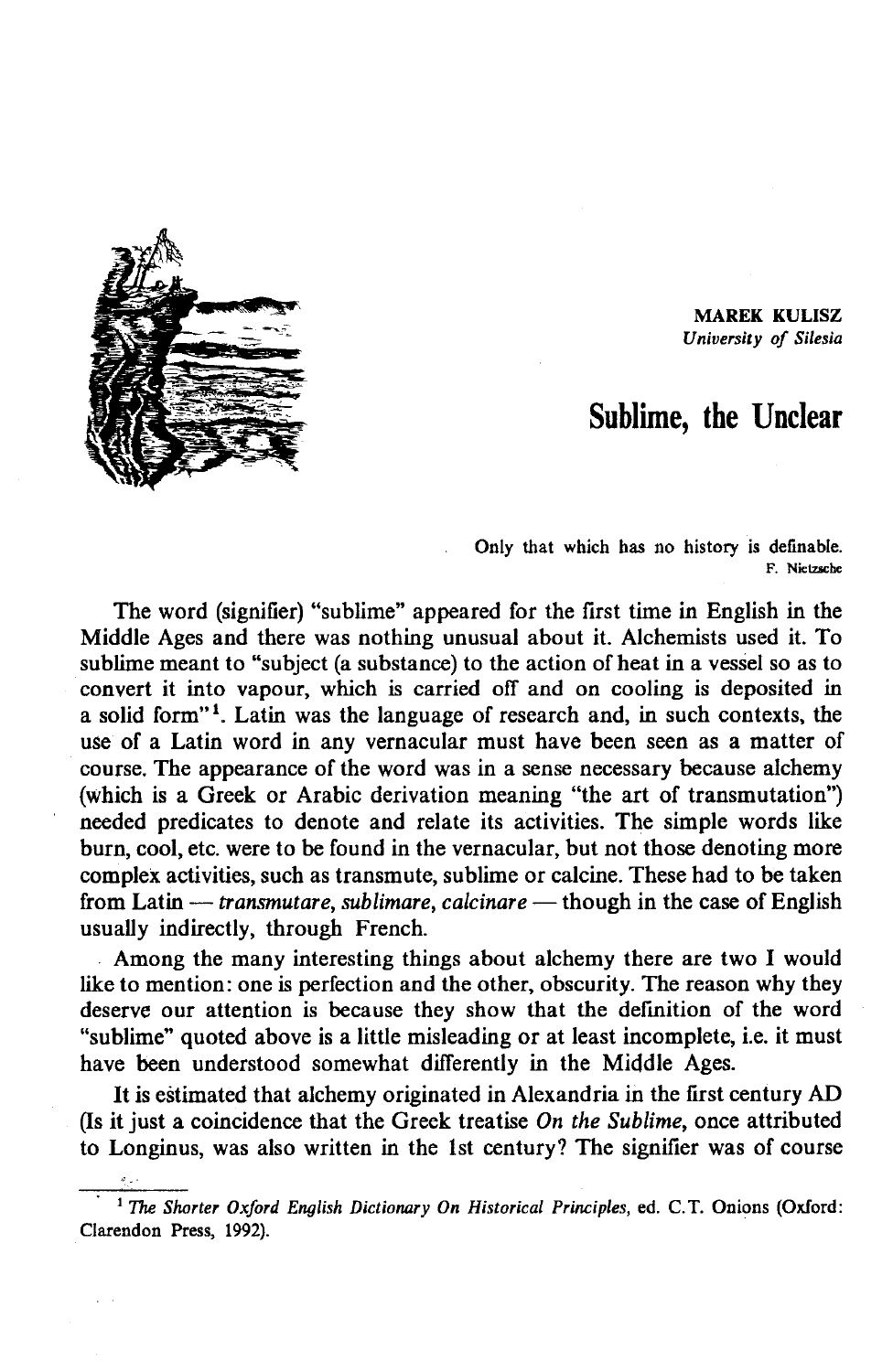**MAREK KULISZ**
*University of Silesia*

# Sublime, the Unclear

Only that which has no history is definable.
F. Nietzsche

The word (signifier) "sublime" appeared for the first time in English in the Middle Ages and there was nothing unusual about it. Alchemists used it. To sublime meant to "subject (a substance) to the action of heat in a vessel so as to convert it into vapour, which is carried off and on cooling is deposited in a solid form"[1]. Latin was the language of research and, in such contexts, the use of a Latin word in any vernacular must have been seen as a matter of course. The appearance of the word was in a sense necessary because alchemy (which is a Greek or Arabic derivation meaning "the art of transmutation") needed predicates to denote and relate its activities. The simple words like burn, cool, etc. were to be found in the vernacular, but not those denoting more complex activities, such as transmute, sublime or calcine. These had to be taken from Latin — *transmutare*, *sublimare*, *calcinare* — though in the case of English usually indirectly, through French.

Among the many interesting things about alchemy there are two I would like to mention: one is perfection and the other, obscurity. The reason why they deserve our attention is because they show that the definition of the word "sublime" quoted above is a little misleading or at least incomplete, i.e. it must have been understood somewhat differently in the Middle Ages.

It is estimated that alchemy originated in Alexandria in the first century AD (Is it just a coincidence that the Greek treatise *On the Sublime*, once attributed to Longinus, was also written in the 1st century? The signifier was of course

[1] *The Shorter Oxford English Dictionary On Historical Principles*, ed. C.T. Onions (Oxford: Clarendon Press, 1992).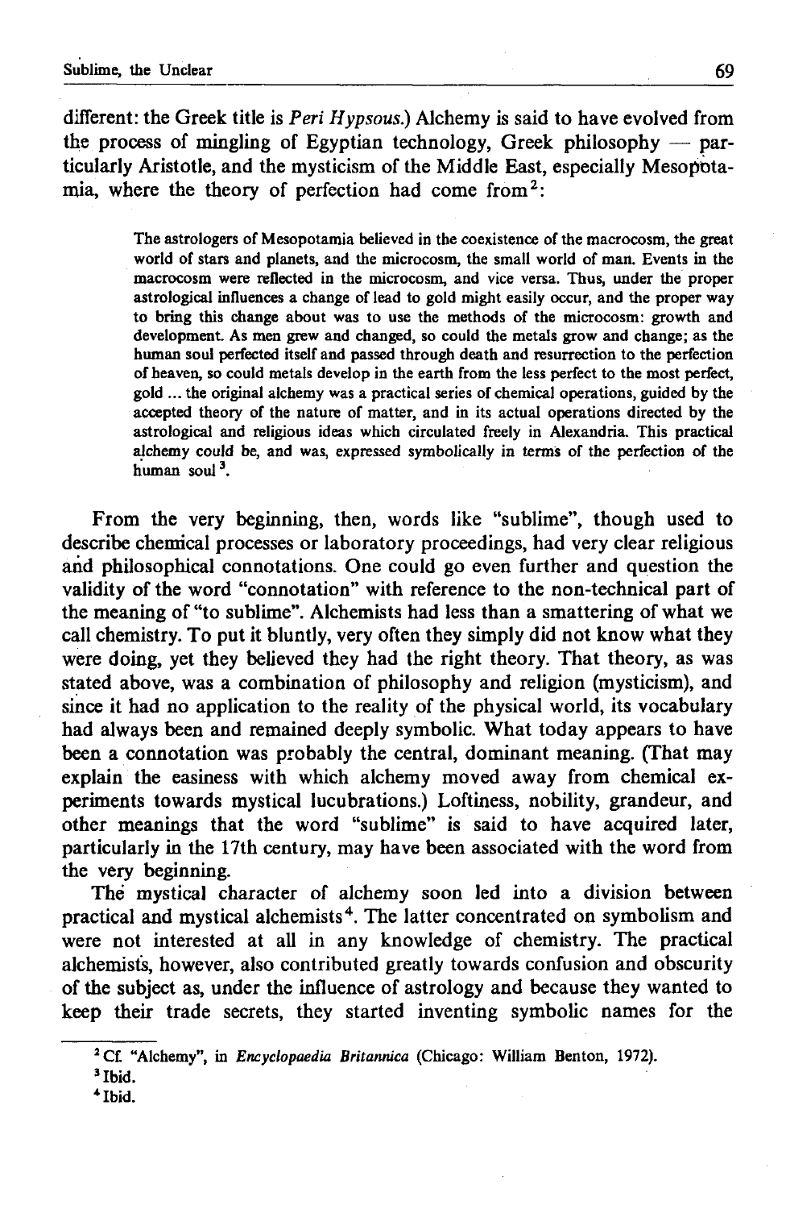different: the Greek title is *Peri Hypsous*.) Alchemy is said to have evolved from the process of mingling of Egyptian technology, Greek philosophy — particularly Aristotle, and the mysticism of the Middle East, especially Mesopotamia, where the theory of perfection had come from[2]:

> The astrologers of Mesopotamia believed in the coexistence of the macrocosm, the great world of stars and planets, and the microcosm, the small world of man. Events in the macrocosm were reflected in the microcosm, and vice versa. Thus, under the proper astrological influences a change of lead to gold might easily occur, and the proper way to bring this change about was to use the methods of the microcosm: growth and development. As men grew and changed, so could the metals grow and change; as the human soul perfected itself and passed through death and resurrection to the perfection of heaven, so could metals develop in the earth from the less perfect to the most perfect, gold ... the original alchemy was a practical series of chemical operations, guided by the accepted theory of the nature of matter, and in its actual operations directed by the astrological and religious ideas which circulated freely in Alexandria. This practical alchemy could be, and was, expressed symbolically in terms of the perfection of the human soul[3].

From the very beginning, then, words like "sublime", though used to describe chemical processes or laboratory proceedings, had very clear religious and philosophical connotations. One could go even further and question the validity of the word "connotation" with reference to the non-technical part of the meaning of "to sublime". Alchemists had less than a smattering of what we call chemistry. To put it bluntly, very often they simply did not know what they were doing, yet they believed they had the right theory. That theory, as was stated above, was a combination of philosophy and religion (mysticism), and since it had no application to the reality of the physical world, its vocabulary had always been and remained deeply symbolic. What today appears to have been a connotation was probably the central, dominant meaning. (That may explain the easiness with which alchemy moved away from chemical experiments towards mystical lucubrations.) Loftiness, nobility, grandeur, and other meanings that the word "sublime" is said to have acquired later, particularly in the 17th century, may have been associated with the word from the very beginning.

The mystical character of alchemy soon led into a division between practical and mystical alchemists[4]. The latter concentrated on symbolism and were not interested at all in any knowledge of chemistry. The practical alchemists, however, also contributed greatly towards confusion and obscurity of the subject as, under the influence of astrology and because they wanted to keep their trade secrets, they started inventing symbolic names for the

---

[2] Cf. "Alchemy", in *Encyclopaedia Britannica* (Chicago: William Benton, 1972).

[3] Ibid.

[4] Ibid.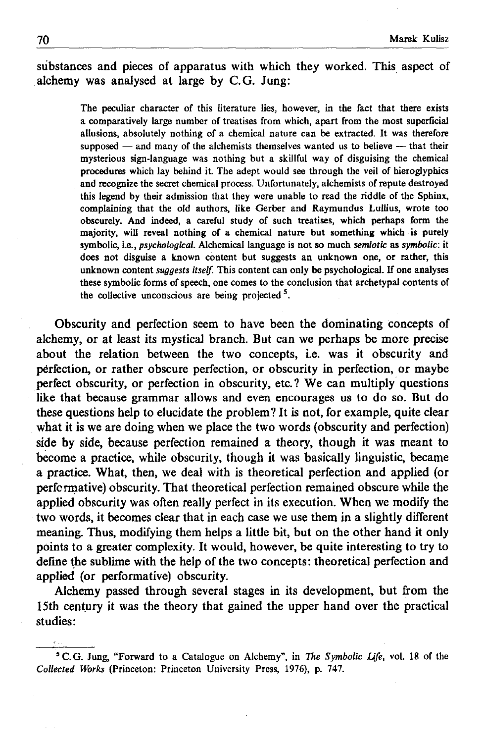substances and pieces of apparatus with which they worked. This aspect of alchemy was analysed at large by C.G. Jung:

> The peculiar character of this literature lies, however, in the fact that there exists a comparatively large number of treatises from which, apart from the most superficial allusions, absolutely nothing of a chemical nature can be extracted. It was therefore supposed — and many of the alchemists themselves wanted us to believe — that their mysterious sign-language was nothing but a skillful way of disguising the chemical procedures which lay behind it. The adept would see through the veil of hieroglyphics and recognize the secret chemical process. Unfortunately, alchemists of repute destroyed this legend by their admission that they were unable to read the riddle of the Sphinx, complaining that the old authors, like Gerber and Raymundus Lullius, wrote too obscurely. And indeed, a careful study of such treatises, which perhaps form the majority, will reveal nothing of a chemical nature but something which is purely symbolic, i.e., *psychological*. Alchemical language is not so much *semiotic* as *symbolic*: it does not disguise a known content but suggests an unknown one, or rather, this unknown content *suggests itself*. This content can only be psychological. If one analyses these symbolic forms of speech, one comes to the conclusion that archetypal contents of the collective unconscious are being projected [5].

Obscurity and perfection seem to have been the dominating concepts of alchemy, or at least its mystical branch. But can we perhaps be more precise about the relation between the two concepts, i.e. was it obscurity and perfection, or rather obscure perfection, or obscurity in perfection, or maybe perfect obscurity, or perfection in obscurity, etc.? We can multiply questions like that because grammar allows and even encourages us to do so. But do these questions help to elucidate the problem? It is not, for example, quite clear what it is we are doing when we place the two words (obscurity and perfection) side by side, because perfection remained a theory, though it was meant to become a practice, while obscurity, though it was basically linguistic, became a practice. What, then, we deal with is theoretical perfection and applied (or performative) obscurity. That theoretical perfection remained obscure while the applied obscurity was often really perfect in its execution. When we modify the two words, it becomes clear that in each case we use them in a slightly different meaning. Thus, modifying them helps a little bit, but on the other hand it only points to a greater complexity. It would, however, be quite interesting to try to define the sublime with the help of the two concepts: theoretical perfection and applied (or performative) obscurity.

Alchemy passed through several stages in its development, but from the 15th century it was the theory that gained the upper hand over the practical studies:

---

[5] C.G. Jung, "Forward to a Catalogue on Alchemy", in *The Symbolic Life*, vol. 18 of the *Collected Works* (Princeton: Princeton University Press, 1976), p. 747.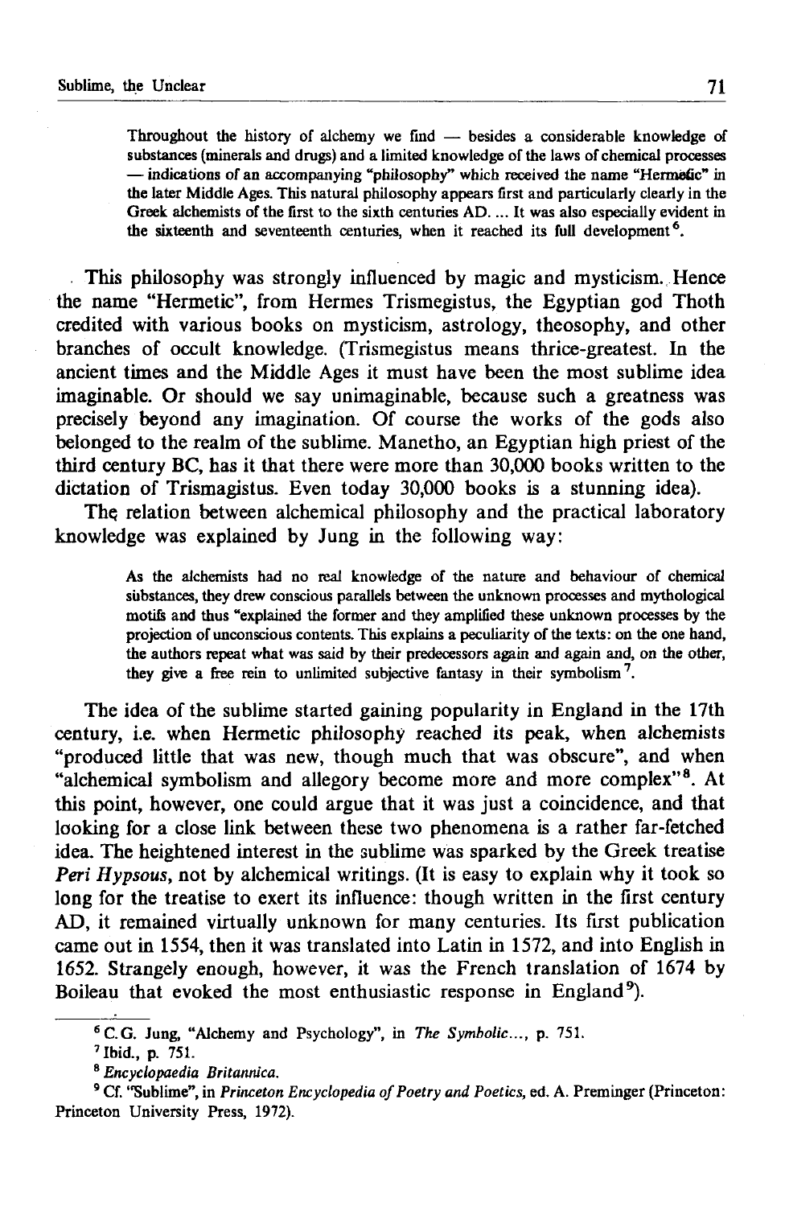> Throughout the history of alchemy we find — besides a considerable knowledge of substances (minerals and drugs) and a limited knowledge of the laws of chemical processes — indications of an accompanying "philosophy" which received the name "Hermetic" in the later Middle Ages. This natural philosophy appears first and particularly clearly in the Greek alchemists of the first to the sixth centuries AD. ... It was also especially evident in the sixteenth and seventeenth centuries, when it reached its full development[6].

This philosophy was strongly influenced by magic and mysticism. Hence the name "Hermetic", from Hermes Trismegistus, the Egyptian god Thoth credited with various books on mysticism, astrology, theosophy, and other branches of occult knowledge. (Trismegistus means thrice-greatest. In the ancient times and the Middle Ages it must have been the most sublime idea imaginable. Or should we say unimaginable, because such a greatness was precisely beyond any imagination. Of course the works of the gods also belonged to the realm of the sublime. Manetho, an Egyptian high priest of the third century BC, has it that there were more than 30,000 books written to the dictation of Trismagistus. Even today 30,000 books is a stunning idea).

The relation between alchemical philosophy and the practical laboratory knowledge was explained by Jung in the following way:

> As the alchemists had no real knowledge of the nature and behaviour of chemical substances, they drew conscious parallels between the unknown processes and mythological motifs and thus "explained the former and they amplified these unknown processes by the projection of unconscious contents. This explains a peculiarity of the texts: on the one hand, the authors repeat what was said by their predecessors again and again and, on the other, they give a free rein to unlimited subjective fantasy in their symbolism[7].

The idea of the sublime started gaining popularity in England in the 17th century, i.e. when Hermetic philosophy reached its peak, when alchemists "produced little that was new, though much that was obscure", and when "alchemical symbolism and allegory become more and more complex"[8]. At this point, however, one could argue that it was just a coincidence, and that looking for a close link between these two phenomena is a rather far-fetched idea. The heightened interest in the sublime was sparked by the Greek treatise *Peri Hypsous*, not by alchemical writings. (It is easy to explain why it took so long for the treatise to exert its influence: though written in the first century AD, it remained virtually unknown for many centuries. Its first publication came out in 1554, then it was translated into Latin in 1572, and into English in 1652. Strangely enough, however, it was the French translation of 1674 by Boileau that evoked the most enthusiastic response in England[9]).

---

[6] C. G. Jung, "Alchemy and Psychology", in *The Symbolic...*, p. 751.

[7] Ibid., p. 751.

[8] *Encyclopaedia Britannica*.

[9] Cf. "Sublime", in *Princeton Encyclopedia of Poetry and Poetics*, ed. A. Preminger (Princeton: Princeton University Press, 1972).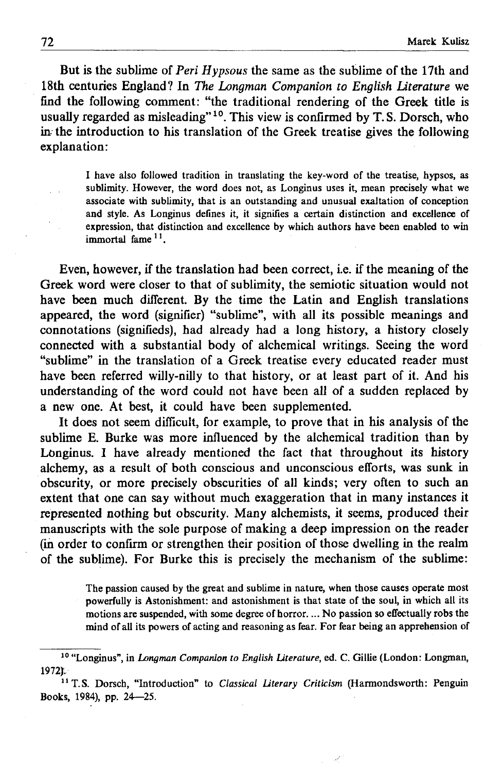But is the sublime of *Peri Hypsous* the same as the sublime of the 17th and 18th centuries England? In *The Longman Companion to English Literature* we find the following comment: "the traditional rendering of the Greek title is usually regarded as misleading"[10]. This view is confirmed by T. S. Dorsch, who in the introduction to his translation of the Greek treatise gives the following explanation:

> I have also followed tradition in translating the key-word of the treatise, hypsos, as sublimity. However, the word does not, as Longinus uses it, mean precisely what we associate with sublimity, that is an outstanding and unusual exaltation of conception and style. As Longinus defines it, it signifies a certain distinction and excellence of expression, that distinction and excellence by which authors have been enabled to win immortal fame[11].

Even, however, if the translation had been correct, i.e. if the meaning of the Greek word were closer to that of sublimity, the semiotic situation would not have been much different. By the time the Latin and English translations appeared, the word (signifier) "sublime", with all its possible meanings and connotations (signifieds), had already had a long history, a history closely connected with a substantial body of alchemical writings. Seeing the word "sublime" in the translation of a Greek treatise every educated reader must have been referred willy-nilly to that history, or at least part of it. And his understanding of the word could not have been all of a sudden replaced by a new one. At best, it could have been supplemented.

It does not seem difficult, for example, to prove that in his analysis of the sublime E. Burke was more influenced by the alchemical tradition than by Longinus. I have already mentioned the fact that throughout its history alchemy, as a result of both conscious and unconscious efforts, was sunk in obscurity, or more precisely obscurities of all kinds; very often to such an extent that one can say without much exaggeration that in many instances it represented nothing but obscurity. Many alchemists, it seems, produced their manuscripts with the sole purpose of making a deep impression on the reader (in order to confirm or strengthen their position of those dwelling in the realm of the sublime). For Burke this is precisely the mechanism of the sublime:

> The passion caused by the great and sublime in nature, when those causes operate most powerfully is Astonishment: and astonishment is that state of the soul, in which all its motions are suspended, with some degree of horror. ... No passion so effectually robs the mind of all its powers of acting and reasoning as fear. For fear being an apprehension of

---

[10] "Longinus", in *Longman Companion to English Literature*, ed. C. Gillie (London: Longman, 1972).

[11] T.S. Dorsch, "Introduction" to *Classical Literary Criticism* (Harmondsworth: Penguin Books, 1984), pp. 24—25.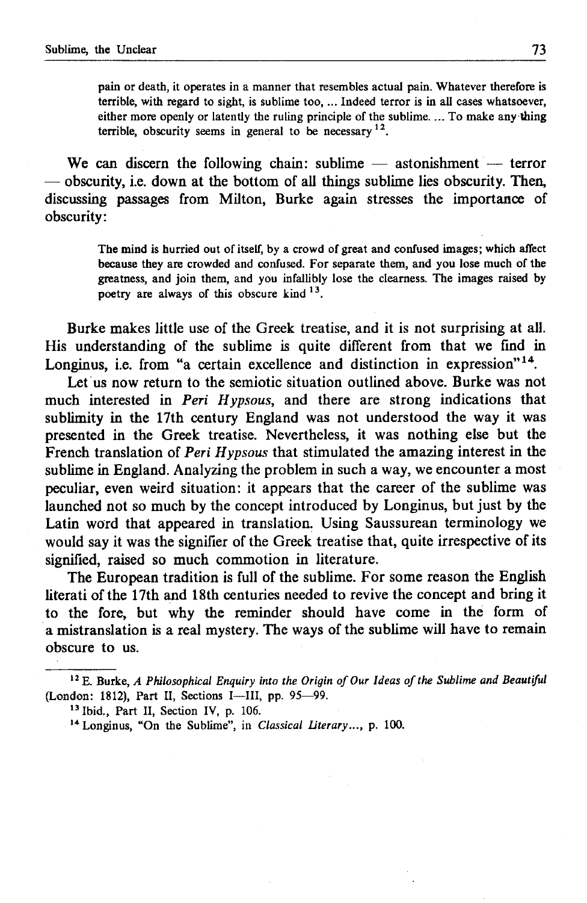> pain or death, it operates in a manner that resembles actual pain. Whatever therefore is terrible, with regard to sight, is sublime too, ... Indeed terror is in all cases whatsoever, either more openly or latently the ruling principle of the sublime. ... To make any thing terrible, obscurity seems in general to be necessary [12].

We can discern the following chain: sublime — astonishment — terror — obscurity, i.e. down at the bottom of all things sublime lies obscurity. Then, discussing passages from Milton, Burke again stresses the importance of obscurity:

> The mind is hurried out of itself, by a crowd of great and confused images; which affect because they are crowded and confused. For separate them, and you lose much of the greatness, and join them, and you infallibly lose the clearness. The images raised by poetry are always of this obscure kind [13].

Burke makes little use of the Greek treatise, and it is not surprising at all. His understanding of the sublime is quite different from that we find in Longinus, i.e. from "a certain excellence and distinction in expression"[14].

Let us now return to the semiotic situation outlined above. Burke was not much interested in *Peri Hypsous*, and there are strong indications that sublimity in the 17th century England was not understood the way it was presented in the Greek treatise. Nevertheless, it was nothing else but the French translation of *Peri Hypsous* that stimulated the amazing interest in the sublime in England. Analyzing the problem in such a way, we encounter a most peculiar, even weird situation: it appears that the career of the sublime was launched not so much by the concept introduced by Longinus, but just by the Latin word that appeared in translation. Using Saussurean terminology we would say it was the signifier of the Greek treatise that, quite irrespective of its signified, raised so much commotion in literature.

The European tradition is full of the sublime. For some reason the English literati of the 17th and 18th centuries needed to revive the concept and bring it to the fore, but why the reminder should have come in the form of a mistranslation is a real mystery. The ways of the sublime will have to remain obscure to us.

---

[12] E. Burke, *A Philosophical Enquiry into the Origin of Our Ideas of the Sublime and Beautiful* (London: 1812), Part II, Sections I—III, pp. 95—99.

[13] Ibid., Part II, Section IV, p. 106.

[14] Longinus, "On the Sublime", in *Classical Literary...*, p. 100.